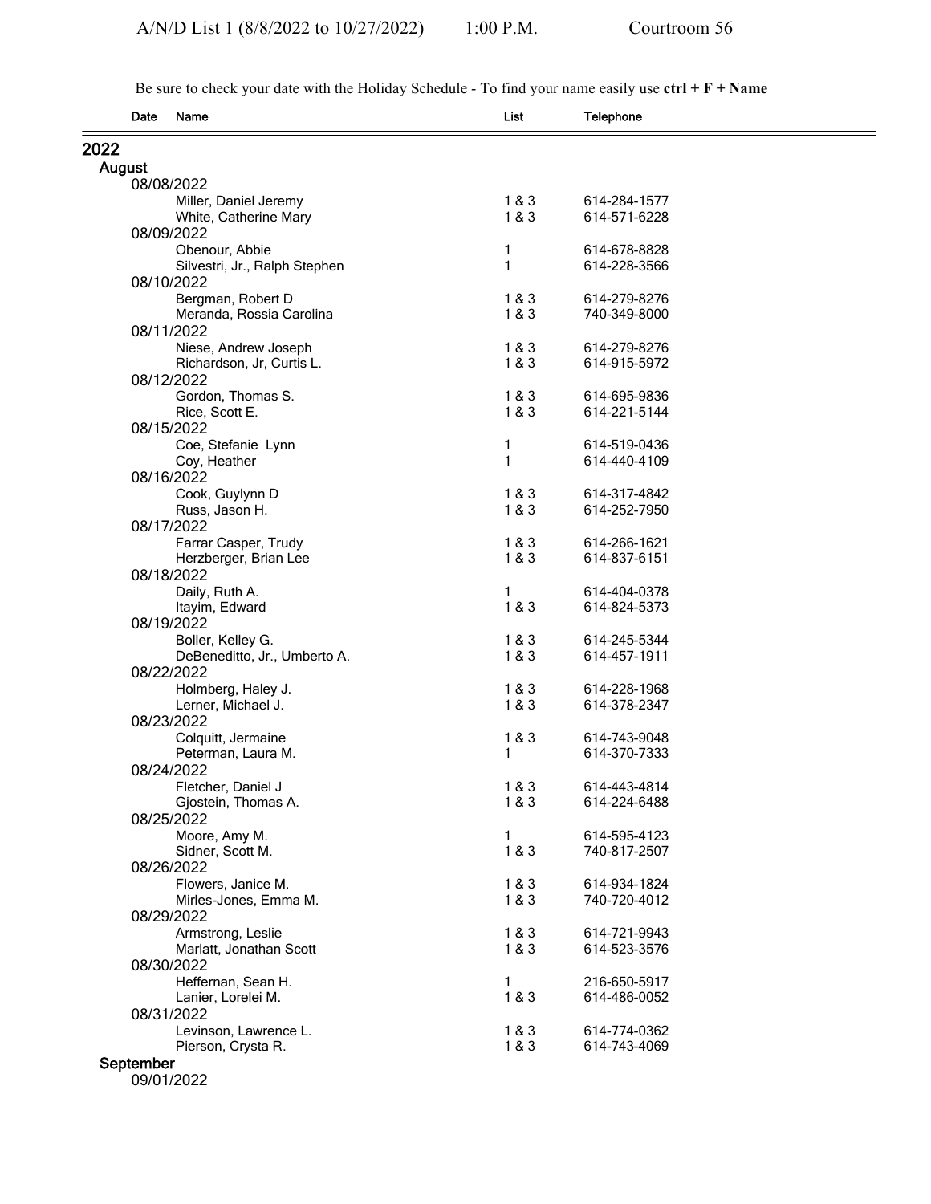A/N/D List 1 (8/8/2022 to 10/27/2022) 1:00 P.M. Courtroom 56

Be sure to check your date with the Holiday Schedule - To find your name easily use **ctrl + F + Name**

| Date | Name | List | Telephone |
|---|---|---|---|
| **2022** | | | |
| **August** | | | |
| 08/08/2022 | | | |
| | Miller, Daniel Jeremy | 1 & 3 | 614-284-1577 |
| | White, Catherine Mary | 1 & 3 | 614-571-6228 |
| 08/09/2022 | | | |
| | Obenour, Abbie | 1 | 614-678-8828 |
| | Silvestri, Jr., Ralph Stephen | 1 | 614-228-3566 |
| 08/10/2022 | | | |
| | Bergman, Robert D | 1 & 3 | 614-279-8276 |
| | Meranda, Rossia Carolina | 1 & 3 | 740-349-8000 |
| 08/11/2022 | | | |
| | Niese, Andrew Joseph | 1 & 3 | 614-279-8276 |
| | Richardson, Jr, Curtis L. | 1 & 3 | 614-915-5972 |
| 08/12/2022 | | | |
| | Gordon, Thomas S. | 1 & 3 | 614-695-9836 |
| | Rice, Scott E. | 1 & 3 | 614-221-5144 |
| 08/15/2022 | | | |
| | Coe, Stefanie Lynn | 1 | 614-519-0436 |
| | Coy, Heather | 1 | 614-440-4109 |
| 08/16/2022 | | | |
| | Cook, Guylynn D | 1 & 3 | 614-317-4842 |
| | Russ, Jason H. | 1 & 3 | 614-252-7950 |
| 08/17/2022 | | | |
| | Farrar Casper, Trudy | 1 & 3 | 614-266-1621 |
| | Herzberger, Brian Lee | 1 & 3 | 614-837-6151 |
| 08/18/2022 | | | |
| | Daily, Ruth A. | 1 | 614-404-0378 |
| | Itayim, Edward | 1 & 3 | 614-824-5373 |
| 08/19/2022 | | | |
| | Boller, Kelley G. | 1 & 3 | 614-245-5344 |
| | DeBeneditto, Jr., Umberto A. | 1 & 3 | 614-457-1911 |
| 08/22/2022 | | | |
| | Holmberg, Haley J. | 1 & 3 | 614-228-1968 |
| | Lerner, Michael J. | 1 & 3 | 614-378-2347 |
| 08/23/2022 | | | |
| | Colquitt, Jermaine | 1 & 3 | 614-743-9048 |
| | Peterman, Laura M. | 1 | 614-370-7333 |
| 08/24/2022 | | | |
| | Fletcher, Daniel J | 1 & 3 | 614-443-4814 |
| | Gjostein, Thomas A. | 1 & 3 | 614-224-6488 |
| 08/25/2022 | | | |
| | Moore, Amy M. | 1 | 614-595-4123 |
| | Sidner, Scott M. | 1 & 3 | 740-817-2507 |
| 08/26/2022 | | | |
| | Flowers, Janice M. | 1 & 3 | 614-934-1824 |
| | Mirles-Jones, Emma M. | 1 & 3 | 740-720-4012 |
| 08/29/2022 | | | |
| | Armstrong, Leslie | 1 & 3 | 614-721-9943 |
| | Marlatt, Jonathan Scott | 1 & 3 | 614-523-3576 |
| 08/30/2022 | | | |
| | Heffernan, Sean H. | 1 | 216-650-5917 |
| | Lanier, Lorelei M. | 1 & 3 | 614-486-0052 |
| 08/31/2022 | | | |
| | Levinson, Lawrence L. | 1 & 3 | 614-774-0362 |
| | Pierson, Crysta R. | 1 & 3 | 614-743-4069 |
| **September** | | | |
| 09/01/2022 | | | |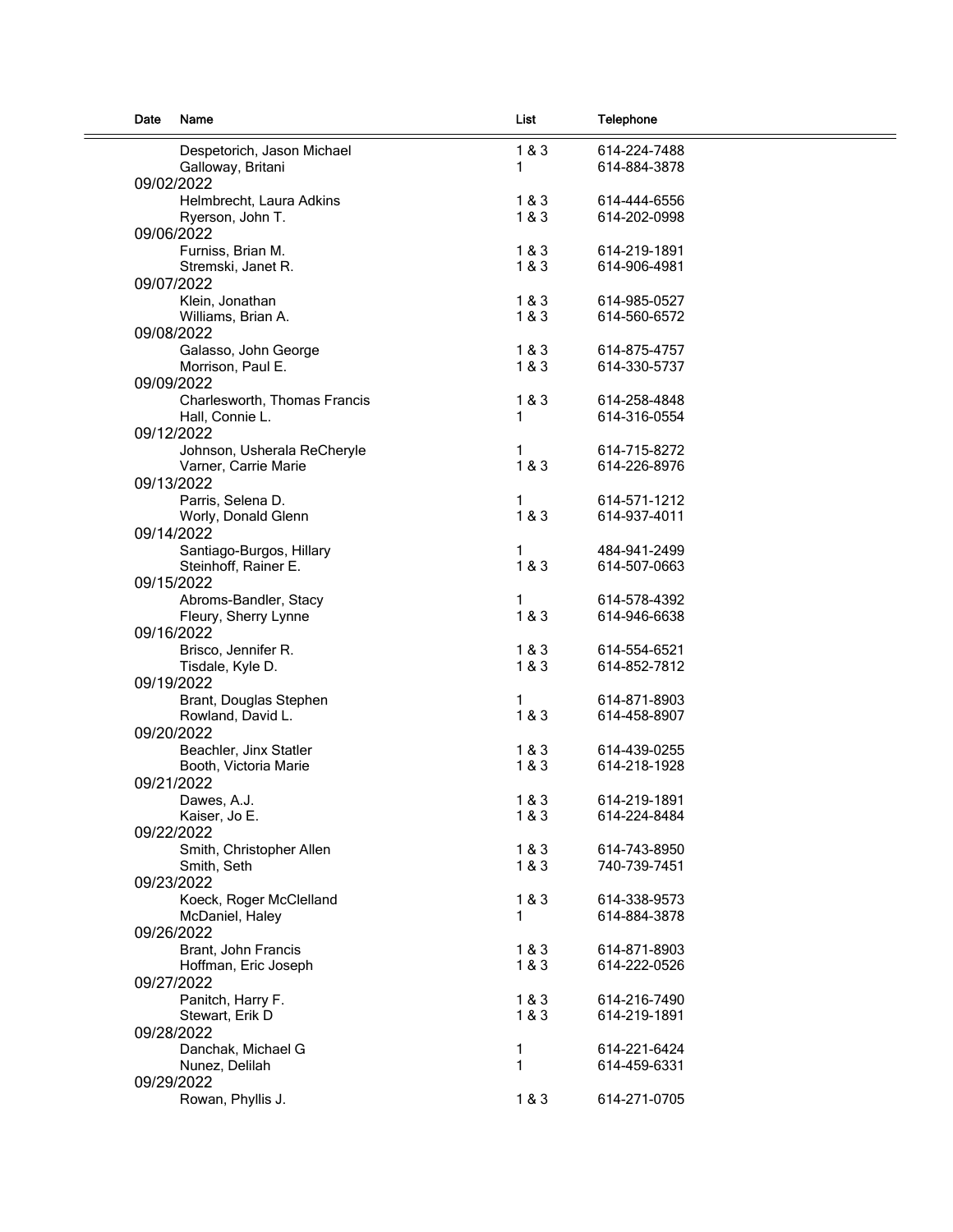| Date | Name | List | Telephone |
|---|---|---|---|
| | Despetorich, Jason Michael | 1 & 3 | 614-224-7488 |
| | Galloway, Britani | 1 | 614-884-3878 |
| 09/02/2022 | | | |
| | Helmbrecht, Laura Adkins | 1 & 3 | 614-444-6556 |
| | Ryerson, John T. | 1 & 3 | 614-202-0998 |
| 09/06/2022 | | | |
| | Furniss, Brian M. | 1 & 3 | 614-219-1891 |
| | Stremski, Janet R. | 1 & 3 | 614-906-4981 |
| 09/07/2022 | | | |
| | Klein, Jonathan | 1 & 3 | 614-985-0527 |
| | Williams, Brian A. | 1 & 3 | 614-560-6572 |
| 09/08/2022 | | | |
| | Galasso, John George | 1 & 3 | 614-875-4757 |
| | Morrison, Paul E. | 1 & 3 | 614-330-5737 |
| 09/09/2022 | | | |
| | Charlesworth, Thomas Francis | 1 & 3 | 614-258-4848 |
| | Hall, Connie L. | 1 | 614-316-0554 |
| 09/12/2022 | | | |
| | Johnson, Usherala ReCheryle | 1 | 614-715-8272 |
| | Varner, Carrie Marie | 1 & 3 | 614-226-8976 |
| 09/13/2022 | | | |
| | Parris, Selena D. | 1 | 614-571-1212 |
| | Worly, Donald Glenn | 1 & 3 | 614-937-4011 |
| 09/14/2022 | | | |
| | Santiago-Burgos, Hillary | 1 | 484-941-2499 |
| | Steinhoff, Rainer E. | 1 & 3 | 614-507-0663 |
| 09/15/2022 | | | |
| | Abroms-Bandler, Stacy | 1 | 614-578-4392 |
| | Fleury, Sherry Lynne | 1 & 3 | 614-946-6638 |
| 09/16/2022 | | | |
| | Brisco, Jennifer R. | 1 & 3 | 614-554-6521 |
| | Tisdale, Kyle D. | 1 & 3 | 614-852-7812 |
| 09/19/2022 | | | |
| | Brant, Douglas Stephen | 1 | 614-871-8903 |
| | Rowland, David L. | 1 & 3 | 614-458-8907 |
| 09/20/2022 | | | |
| | Beachler, Jinx Statler | 1 & 3 | 614-439-0255 |
| | Booth, Victoria Marie | 1 & 3 | 614-218-1928 |
| 09/21/2022 | | | |
| | Dawes, A.J. | 1 & 3 | 614-219-1891 |
| | Kaiser, Jo E. | 1 & 3 | 614-224-8484 |
| 09/22/2022 | | | |
| | Smith, Christopher Allen | 1 & 3 | 614-743-8950 |
| | Smith, Seth | 1 & 3 | 740-739-7451 |
| 09/23/2022 | | | |
| | Koeck, Roger McClelland | 1 & 3 | 614-338-9573 |
| | McDaniel, Haley | 1 | 614-884-3878 |
| 09/26/2022 | | | |
| | Brant, John Francis | 1 & 3 | 614-871-8903 |
| | Hoffman, Eric Joseph | 1 & 3 | 614-222-0526 |
| 09/27/2022 | | | |
| | Panitch, Harry F. | 1 & 3 | 614-216-7490 |
| | Stewart, Erik D | 1 & 3 | 614-219-1891 |
| 09/28/2022 | | | |
| | Danchak, Michael G | 1 | 614-221-6424 |
| | Nunez, Delilah | 1 | 614-459-6331 |
| 09/29/2022 | | | |
| | Rowan, Phyllis J. | 1 & 3 | 614-271-0705 |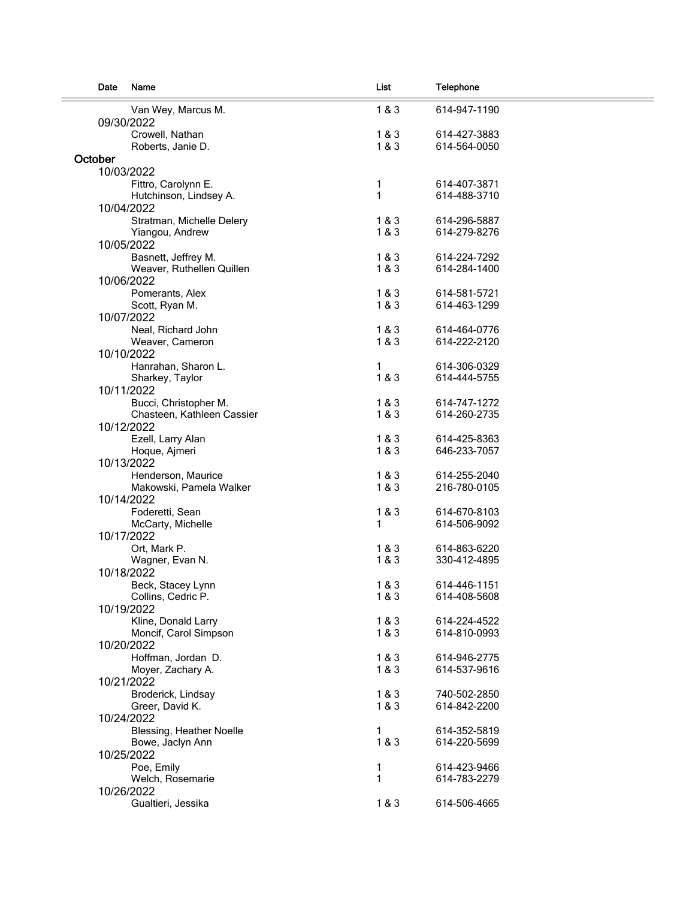| Date | Name | List | Telephone |
|---|---|---|---|
| | Van Wey, Marcus M. | 1 & 3 | 614-947-1190 |
| 09/30/2022 | | | |
| | Crowell, Nathan | 1 & 3 | 614-427-3883 |
| | Roberts, Janie D. | 1 & 3 | 614-564-0050 |
| **October** | | | |
| 10/03/2022 | | | |
| | Fittro, Carolynn E. | 1 | 614-407-3871 |
| | Hutchinson, Lindsey A. | 1 | 614-488-3710 |
| 10/04/2022 | | | |
| | Stratman, Michelle Delery | 1 & 3 | 614-296-5887 |
| | Yiangou, Andrew | 1 & 3 | 614-279-8276 |
| 10/05/2022 | | | |
| | Basnett, Jeffrey M. | 1 & 3 | 614-224-7292 |
| | Weaver, Ruthellen Quillen | 1 & 3 | 614-284-1400 |
| 10/06/2022 | | | |
| | Pomerants, Alex | 1 & 3 | 614-581-5721 |
| | Scott, Ryan M. | 1 & 3 | 614-463-1299 |
| 10/07/2022 | | | |
| | Neal, Richard John | 1 & 3 | 614-464-0776 |
| | Weaver, Cameron | 1 & 3 | 614-222-2120 |
| 10/10/2022 | | | |
| | Hanrahan, Sharon L. | 1 | 614-306-0329 |
| | Sharkey, Taylor | 1 & 3 | 614-444-5755 |
| 10/11/2022 | | | |
| | Bucci, Christopher M. | 1 & 3 | 614-747-1272 |
| | Chasteen, Kathleen Cassier | 1 & 3 | 614-260-2735 |
| 10/12/2022 | | | |
| | Ezell, Larry Alan | 1 & 3 | 614-425-8363 |
| | Hoque, Ajmeri | 1 & 3 | 646-233-7057 |
| 10/13/2022 | | | |
| | Henderson, Maurice | 1 & 3 | 614-255-2040 |
| | Makowski, Pamela Walker | 1 & 3 | 216-780-0105 |
| 10/14/2022 | | | |
| | Foderetti, Sean | 1 & 3 | 614-670-8103 |
| | McCarty, Michelle | 1 | 614-506-9092 |
| 10/17/2022 | | | |
| | Ort, Mark P. | 1 & 3 | 614-863-6220 |
| | Wagner, Evan N. | 1 & 3 | 330-412-4895 |
| 10/18/2022 | | | |
| | Beck, Stacey Lynn | 1 & 3 | 614-446-1151 |
| | Collins, Cedric P. | 1 & 3 | 614-408-5608 |
| 10/19/2022 | | | |
| | Kline, Donald Larry | 1 & 3 | 614-224-4522 |
| | Moncif, Carol Simpson | 1 & 3 | 614-810-0993 |
| 10/20/2022 | | | |
| | Hoffman, Jordan D. | 1 & 3 | 614-946-2775 |
| | Moyer, Zachary A. | 1 & 3 | 614-537-9616 |
| 10/21/2022 | | | |
| | Broderick, Lindsay | 1 & 3 | 740-502-2850 |
| | Greer, David K. | 1 & 3 | 614-842-2200 |
| 10/24/2022 | | | |
| | Blessing, Heather Noelle | 1 | 614-352-5819 |
| | Bowe, Jaclyn Ann | 1 & 3 | 614-220-5699 |
| 10/25/2022 | | | |
| | Poe, Emily | 1 | 614-423-9466 |
| | Welch, Rosemarie | 1 | 614-783-2279 |
| 10/26/2022 | | | |
| | Gualtieri, Jessika | 1 & 3 | 614-506-4665 |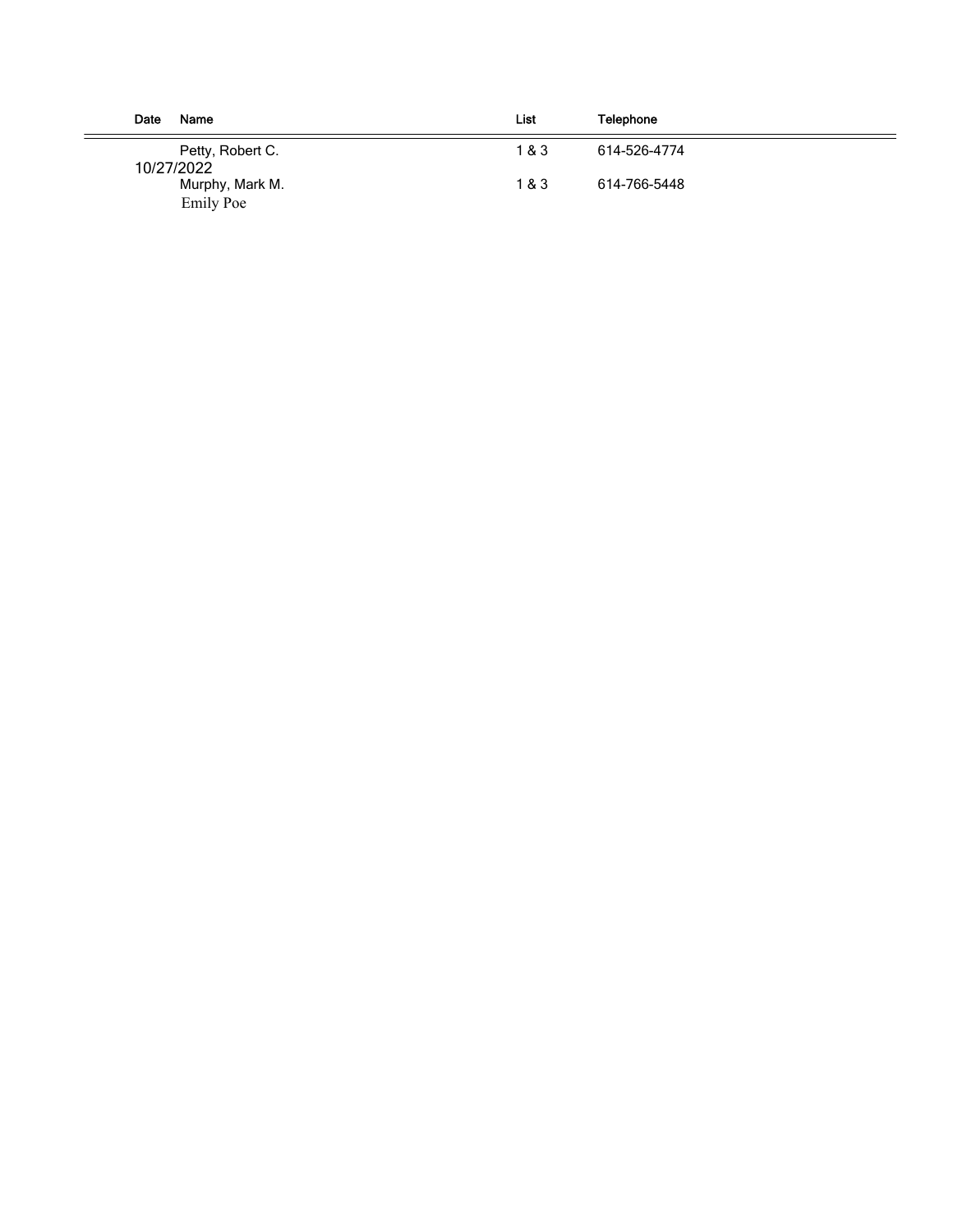| Date | Name | List | Telephone |
| --- | --- | --- | --- |
|  | Petty, Robert C. | 1 & 3 | 614-526-4774 |
| 10/27/2022 | Murphy, Mark M. | 1 & 3 | 614-766-5448 |
|  | Emily Poe |  |  |